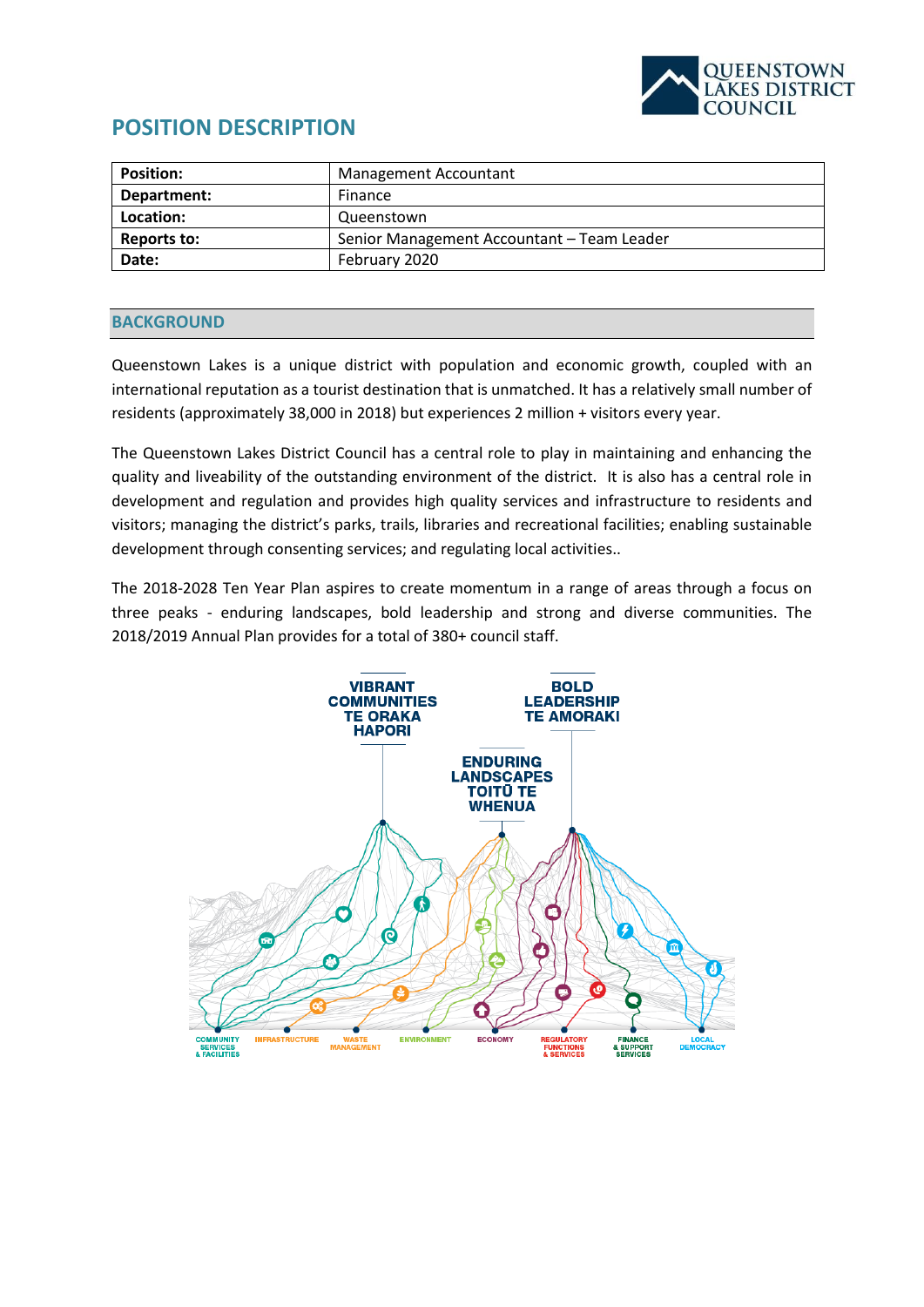# POSITION DESCRIPTION

| Position: | Management Accountant |
|---|---|
| Department: | Finance |
| Location: | Queenstown |
| Reports to: | Senior Management Accountant – Team Leader |
| Date: | February 2020 |

## BACKGROUND

Queenstown Lakes is a unique district with population and economic growth, coupled with an international reputation as a tourist destination that is unmatched. It has a relatively small number of residents (approximately 38,000 in 2018) but experiences 2 million + visitors every year.

The Queenstown Lakes District Council has a central role to play in maintaining and enhancing the quality and liveability of the outstanding environment of the district. It is also has a central role in development and regulation and provides high quality services and infrastructure to residents and visitors; managing the district's parks, trails, libraries and recreational facilities; enabling sustainable development through consenting services; and regulating local activities..

The 2018-2028 Ten Year Plan aspires to create momentum in a range of areas through a focus on three peaks - enduring landscapes, bold leadership and strong and diverse communities. The 2018/2019 Annual Plan provides for a total of 380+ council staff.

VIBRANT COMMUNITIES TE ORAKA HAPORI

BOLD LEADERSHIP TE AMORAKI

ENDURING LANDSCAPES TOITŪ TE WHENUA

COMMUNITY SERVICES & FACILITIES | INFRASTRUCTURE | WASTE MANAGEMENT | ENVIRONMENT | ECONOMY | REGULATORY FUNCTIONS & SERVICES | FINANCE & SUPPORT SERVICES | LOCAL DEMOCRACY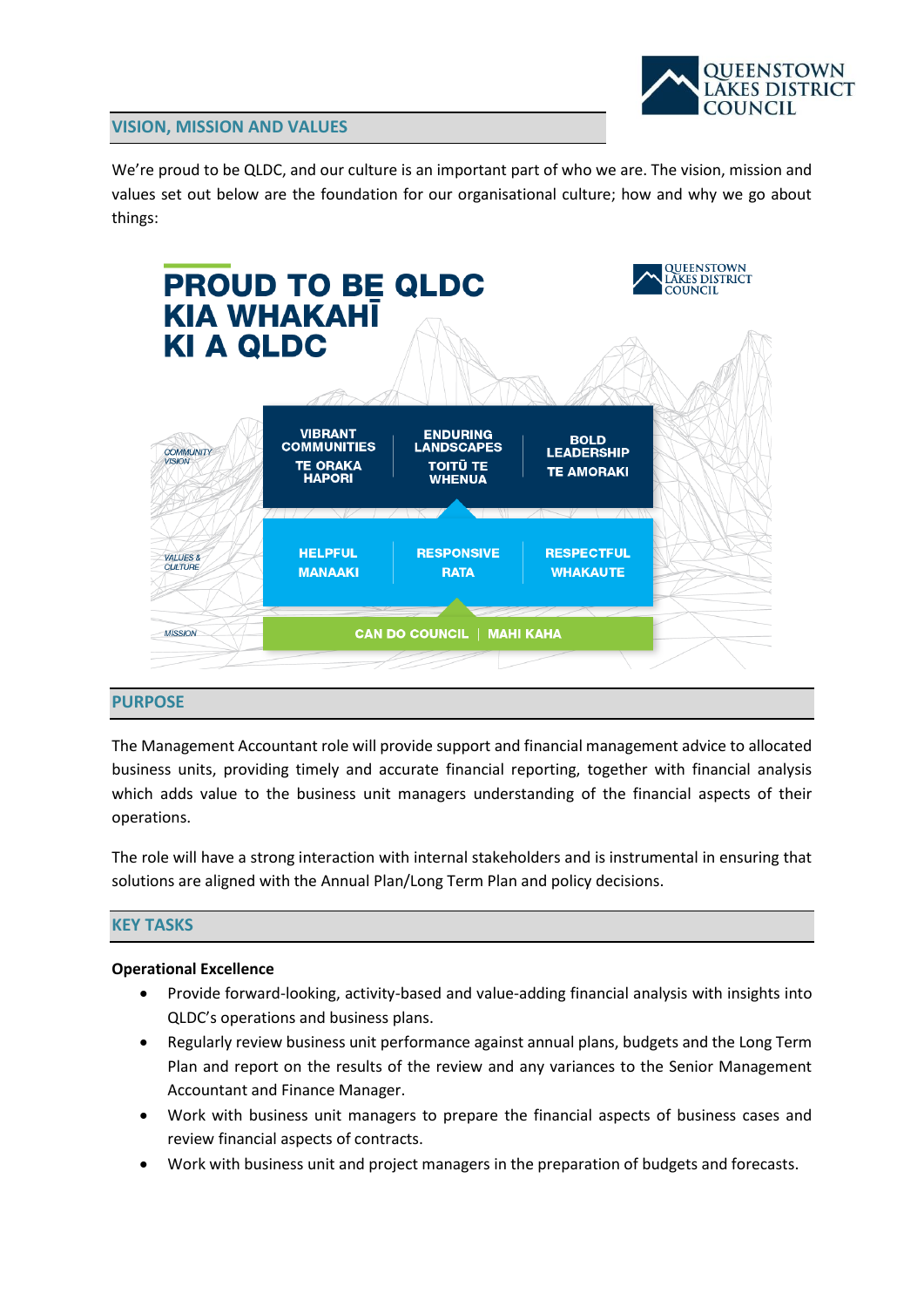## VISION, MISSION AND VALUES

We're proud to be QLDC, and our culture is an important part of who we are. The vision, mission and values set out below are the foundation for our organisational culture; how and why we go about things:

**PROUD TO BE QLDC**
**KIA WHAKAHĪ KI A QLDC**

| | | | |
|---|---|---|---|
| COMMUNITY VISION | VIBRANT COMMUNITIES<br>TE ORAKA HAPORI | ENDURING LANDSCAPES<br>TOITŪ TE WHENUA | BOLD LEADERSHIP<br>TE AMORAKI |
| VALUES & CULTURE | HELPFUL<br>MANAAKI | RESPONSIVE<br>RATA | RESPECTFUL<br>WHAKAUTE |
| MISSION | CAN DO COUNCIL \| MAHI KAHA | | |

## PURPOSE

The Management Accountant role will provide support and financial management advice to allocated business units, providing timely and accurate financial reporting, together with financial analysis which adds value to the business unit managers understanding of the financial aspects of their operations.

The role will have a strong interaction with internal stakeholders and is instrumental in ensuring that solutions are aligned with the Annual Plan/Long Term Plan and policy decisions.

## KEY TASKS

**Operational Excellence**

- Provide forward-looking, activity-based and value-adding financial analysis with insights into QLDC's operations and business plans.
- Regularly review business unit performance against annual plans, budgets and the Long Term Plan and report on the results of the review and any variances to the Senior Management Accountant and Finance Manager.
- Work with business unit managers to prepare the financial aspects of business cases and review financial aspects of contracts.
- Work with business unit and project managers in the preparation of budgets and forecasts.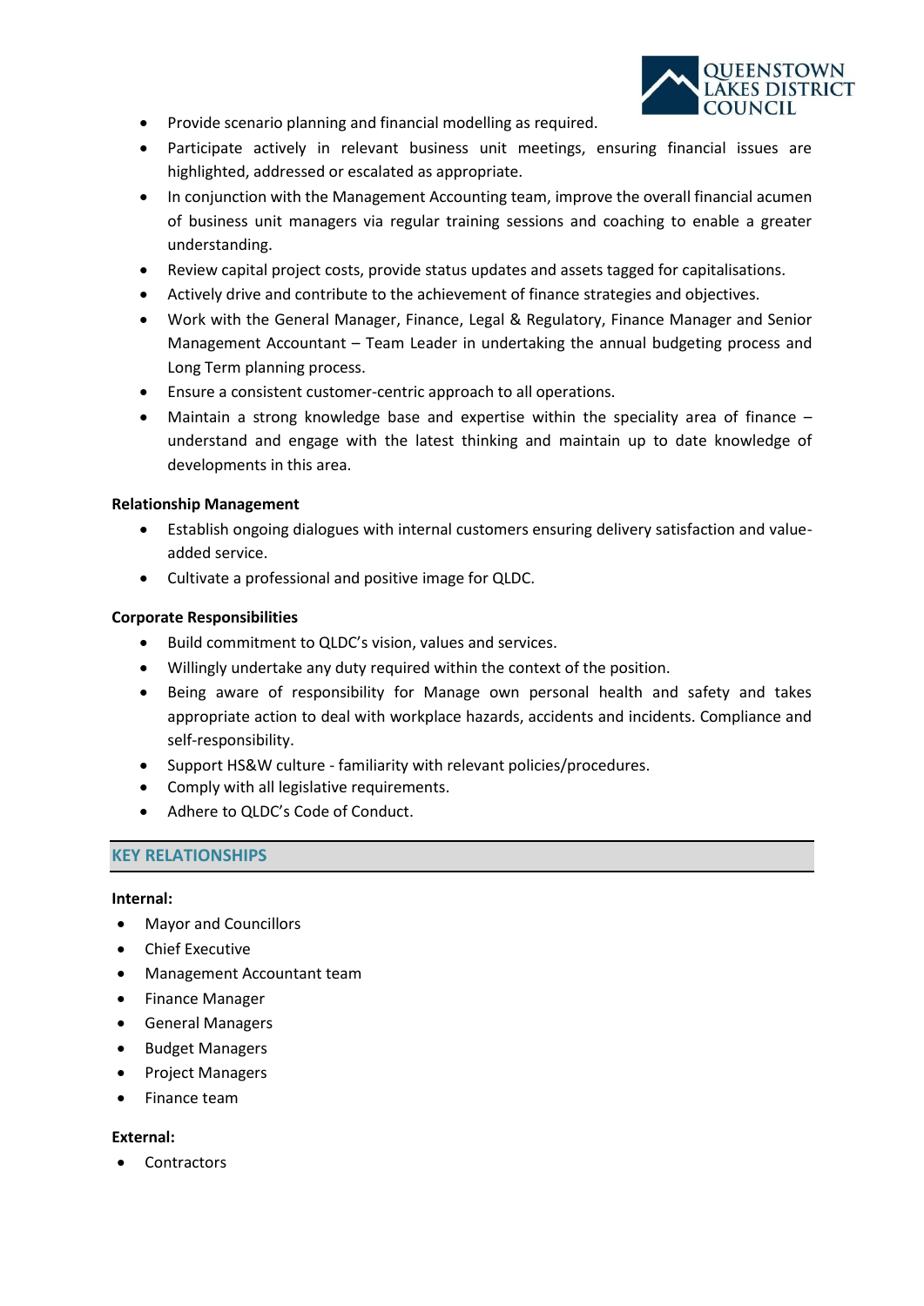- Provide scenario planning and financial modelling as required.
- Participate actively in relevant business unit meetings, ensuring financial issues are highlighted, addressed or escalated as appropriate.
- In conjunction with the Management Accounting team, improve the overall financial acumen of business unit managers via regular training sessions and coaching to enable a greater understanding.
- Review capital project costs, provide status updates and assets tagged for capitalisations.
- Actively drive and contribute to the achievement of finance strategies and objectives.
- Work with the General Manager, Finance, Legal & Regulatory, Finance Manager and Senior Management Accountant – Team Leader in undertaking the annual budgeting process and Long Term planning process.
- Ensure a consistent customer-centric approach to all operations.
- Maintain a strong knowledge base and expertise within the speciality area of finance – understand and engage with the latest thinking and maintain up to date knowledge of developments in this area.

**Relationship Management**

- Establish ongoing dialogues with internal customers ensuring delivery satisfaction and value-added service.
- Cultivate a professional and positive image for QLDC.

**Corporate Responsibilities**

- Build commitment to QLDC's vision, values and services.
- Willingly undertake any duty required within the context of the position.
- Being aware of responsibility for Manage own personal health and safety and takes appropriate action to deal with workplace hazards, accidents and incidents. Compliance and self-responsibility.
- Support HS&W culture - familiarity with relevant policies/procedures.
- Comply with all legislative requirements.
- Adhere to QLDC's Code of Conduct.

## KEY RELATIONSHIPS

**Internal:**

- Mayor and Councillors
- Chief Executive
- Management Accountant team
- Finance Manager
- General Managers
- Budget Managers
- Project Managers
- Finance team

**External:**

- Contractors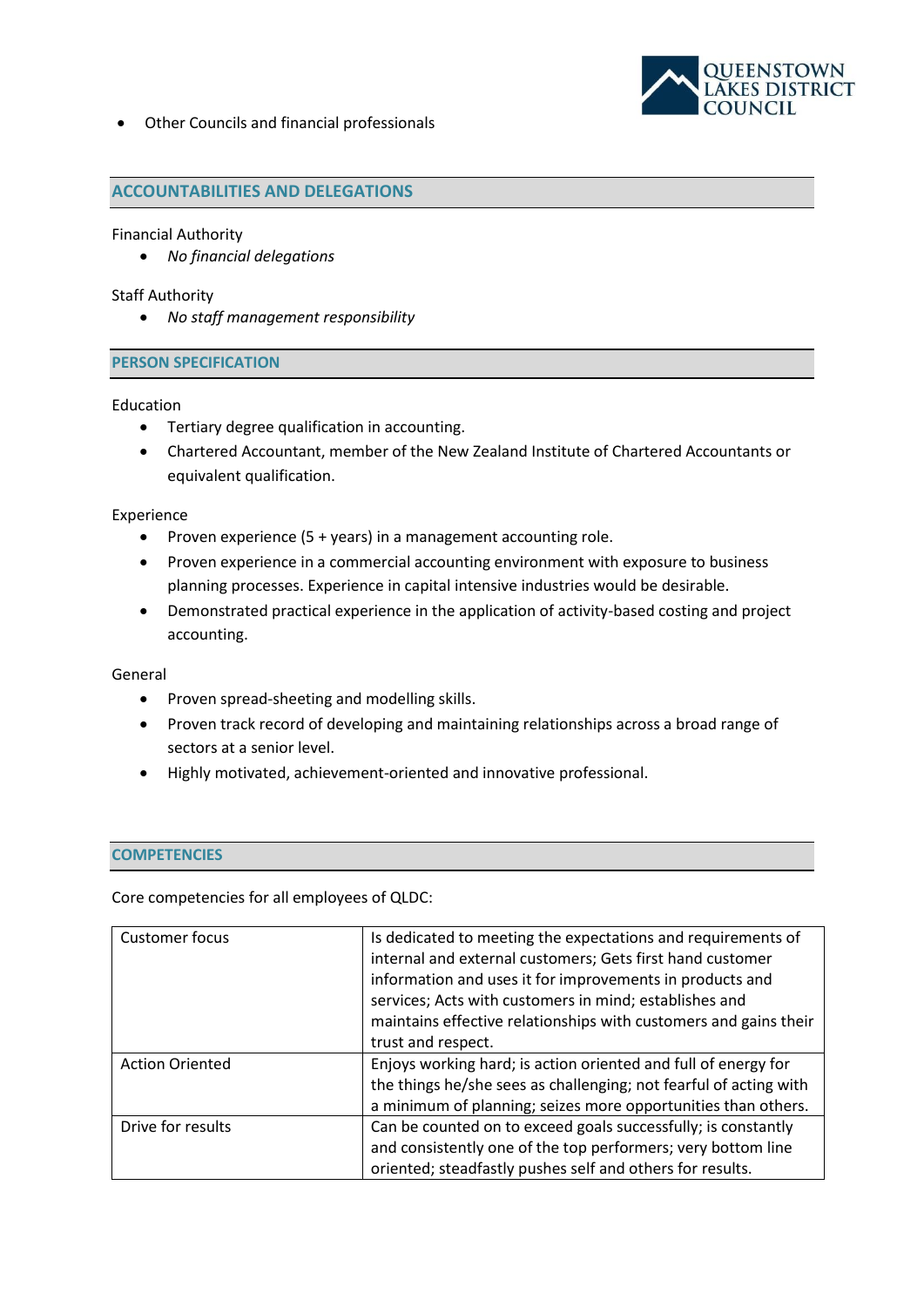- Other Councils and financial professionals

## ACCOUNTABILITIES AND DELEGATIONS

Financial Authority

- *No financial delegations*

Staff Authority

- *No staff management responsibility*

## PERSON SPECIFICATION

Education

- Tertiary degree qualification in accounting.
- Chartered Accountant, member of the New Zealand Institute of Chartered Accountants or equivalent qualification.

Experience

- Proven experience (5 + years) in a management accounting role.
- Proven experience in a commercial accounting environment with exposure to business planning processes. Experience in capital intensive industries would be desirable.
- Demonstrated practical experience in the application of activity-based costing and project accounting.

General

- Proven spread-sheeting and modelling skills.
- Proven track record of developing and maintaining relationships across a broad range of sectors at a senior level.
- Highly motivated, achievement-oriented and innovative professional.

## COMPETENCIES

Core competencies for all employees of QLDC:

| | |
|---|---|
| Customer focus | Is dedicated to meeting the expectations and requirements of internal and external customers; Gets first hand customer information and uses it for improvements in products and services; Acts with customers in mind; establishes and maintains effective relationships with customers and gains their trust and respect. |
| Action Oriented | Enjoys working hard; is action oriented and full of energy for the things he/she sees as challenging; not fearful of acting with a minimum of planning; seizes more opportunities than others. |
| Drive for results | Can be counted on to exceed goals successfully; is constantly and consistently one of the top performers; very bottom line oriented; steadfastly pushes self and others for results. |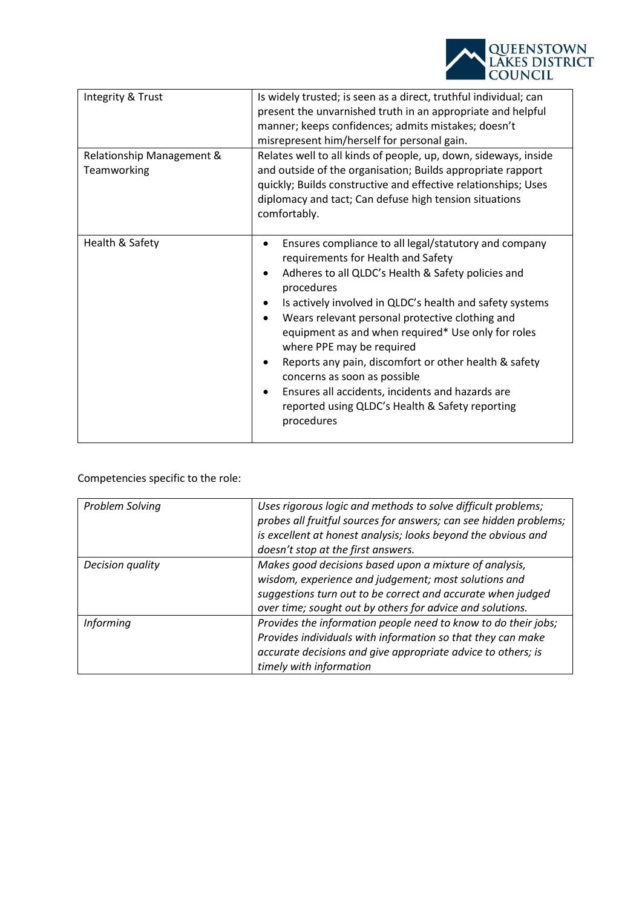| | |
|---|---|
| Integrity & Trust | Is widely trusted; is seen as a direct, truthful individual; can present the unvarnished truth in an appropriate and helpful manner; keeps confidences; admits mistakes; doesn't misrepresent him/herself for personal gain. |
| Relationship Management & Teamworking | Relates well to all kinds of people, up, down, sideways, inside and outside of the organisation; Builds appropriate rapport quickly; Builds constructive and effective relationships; Uses diplomacy and tact; Can defuse high tension situations comfortably. |
| Health & Safety | • Ensures compliance to all legal/statutory and company requirements for Health and Safety<br>• Adheres to all QLDC's Health & Safety policies and procedures<br>• Is actively involved in QLDC's health and safety systems<br>• Wears relevant personal protective clothing and equipment as and when required* Use only for roles where PPE may be required<br>• Reports any pain, discomfort or other health & safety concerns as soon as possible<br>• Ensures all accidents, incidents and hazards are reported using QLDC's Health & Safety reporting procedures |

Competencies specific to the role:

| | |
|---|---|
| *Problem Solving* | *Uses rigorous logic and methods to solve difficult problems; probes all fruitful sources for answers; can see hidden problems; is excellent at honest analysis; looks beyond the obvious and doesn't stop at the first answers.* |
| *Decision quality* | *Makes good decisions based upon a mixture of analysis, wisdom, experience and judgement; most solutions and suggestions turn out to be correct and accurate when judged over time; sought out by others for advice and solutions.* |
| *Informing* | *Provides the information people need to know to do their jobs; Provides individuals with information so that they can make accurate decisions and give appropriate advice to others; is timely with information* |